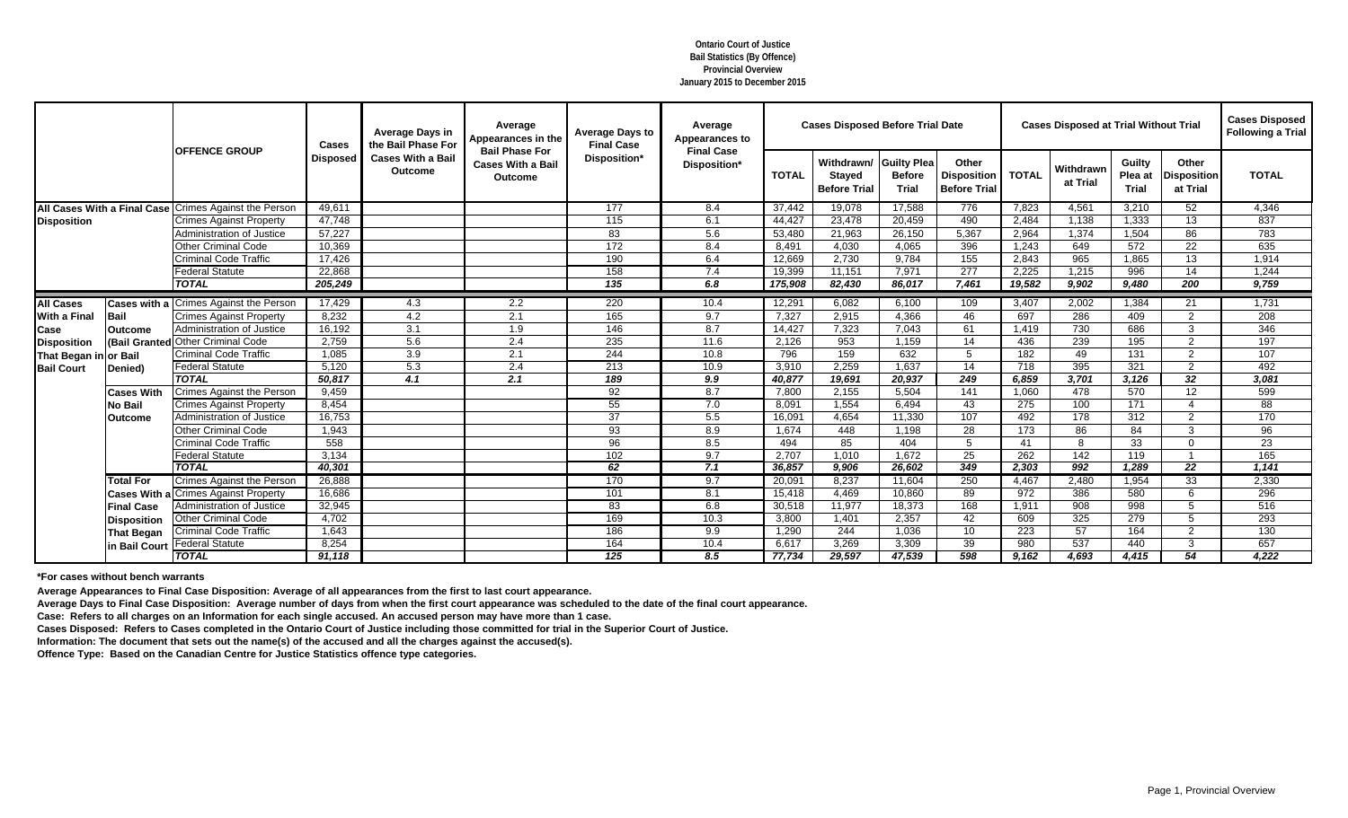**Ontario Court of Justice**
**Bail Statistics (By Offence)**
**Provincial Overview**
**January 2015 to December 2015**

| | | OFFENCE GROUP | Cases Disposed | Average Days in the Bail Phase For Cases With a Bail Outcome | Average Appearances in the Bail Phase For Cases With a Bail Outcome | Average Days to Final Case Disposition* | Average Appearances to Final Case Disposition* | Cases Disposed Before Trial Date | | | | Cases Disposed at Trial Without Trial | | | | Cases Disposed Following a Trial |
|---|---|---|---|---|---|---|---|---|---|---|---|---|---|---|---|---|
| | | | | | | | | TOTAL | Withdrawn/ Stayed Before Trial | Guilty Plea Before Trial | Other Disposition Before Trial | TOTAL | Withdrawn at Trial | Guilty Plea at Trial | Other Disposition at Trial | TOTAL |
| All Cases With a Final Case Disposition | | Crimes Against the Person | 49,611 | | | 177 | 8.4 | 37,442 | 19,078 | 17,588 | 776 | 7,823 | 4,561 | 3,210 | 52 | 4,346 |
| | | Crimes Against Property | 47,748 | | | 115 | 6.1 | 44,427 | 23,478 | 20,459 | 490 | 2,484 | 1,138 | 1,333 | 13 | 837 |
| | | Administration of Justice | 57,227 | | | 83 | 5.6 | 53,480 | 21,963 | 26,150 | 5,367 | 2,964 | 1,374 | 1,504 | 86 | 783 |
| | | Other Criminal Code | 10,369 | | | 172 | 8.4 | 8,491 | 4,030 | 4,065 | 396 | 1,243 | 649 | 572 | 22 | 635 |
| | | Criminal Code Traffic | 17,426 | | | 190 | 6.4 | 12,669 | 2,730 | 9,784 | 155 | 2,843 | 965 | 1,865 | 13 | 1,914 |
| | | Federal Statute | 22,868 | | | 158 | 7.4 | 19,399 | 11,151 | 7,971 | 277 | 2,225 | 1,215 | 996 | 14 | 1,244 |
| | | ***TOTAL*** | ***205,249*** | | | ***135*** | ***6.8*** | ***175,908*** | ***82,430*** | ***86,017*** | ***7,461*** | ***19,582*** | ***9,902*** | ***9,480*** | ***200*** | ***9,759*** |
| All Cases With a Final Case Disposition That Began in Bail Court | Cases with a Bail Outcome (Bail Granted or Bail Denied) | Crimes Against the Person | 17,429 | 4.3 | 2.2 | 220 | 10.4 | 12,291 | 6,082 | 6,100 | 109 | 3,407 | 2,002 | 1,384 | 21 | 1,731 |
| | | Crimes Against Property | 8,232 | 4.2 | 2.1 | 165 | 9.7 | 7,327 | 2,915 | 4,366 | 46 | 697 | 286 | 409 | 2 | 208 |
| | | Administration of Justice | 16,192 | 3.1 | 1.9 | 146 | 8.7 | 14,427 | 7,323 | 7,043 | 61 | 1,419 | 730 | 686 | 3 | 346 |
| | | Other Criminal Code | 2,759 | 5.6 | 2.4 | 235 | 11.6 | 2,126 | 953 | 1,159 | 14 | 436 | 239 | 195 | 2 | 197 |
| | | Criminal Code Traffic | 1,085 | 3.9 | 2.1 | 244 | 10.8 | 796 | 159 | 632 | 5 | 182 | 49 | 131 | 2 | 107 |
| | | Federal Statute | 5,120 | 5.3 | 2.4 | 213 | 10.9 | 3,910 | 2,259 | 1,637 | 14 | 718 | 395 | 321 | 2 | 492 |
| | | ***TOTAL*** | ***50,817*** | ***4.1*** | ***2.1*** | ***189*** | ***9.9*** | ***40,877*** | ***19,691*** | ***20,937*** | ***249*** | ***6,859*** | ***3,701*** | ***3,126*** | ***32*** | ***3,081*** |
| | Cases With No Bail Outcome | Crimes Against the Person | 9,459 | | | 92 | 8.7 | 7,800 | 2,155 | 5,504 | 141 | 1,060 | 478 | 570 | 12 | 599 |
| | | Crimes Against Property | 8,454 | | | 55 | 7.0 | 8,091 | 1,554 | 6,494 | 43 | 275 | 100 | 171 | 4 | 88 |
| | | Administration of Justice | 16,753 | | | 37 | 5.5 | 16,091 | 4,654 | 11,330 | 107 | 492 | 178 | 312 | 2 | 170 |
| | | Other Criminal Code | 1,943 | | | 93 | 8.9 | 1,674 | 448 | 1,198 | 28 | 173 | 86 | 84 | 3 | 96 |
| | | Criminal Code Traffic | 558 | | | 96 | 8.5 | 494 | 85 | 404 | 5 | 41 | 8 | 33 | 0 | 23 |
| | | Federal Statute | 3,134 | | | 102 | 9.7 | 2,707 | 1,010 | 1,672 | 25 | 262 | 142 | 119 | 1 | 165 |
| | | ***TOTAL*** | ***40,301*** | | | ***62*** | ***7.1*** | ***36,857*** | ***9,906*** | ***26,602*** | ***349*** | ***2,303*** | ***992*** | ***1,289*** | ***22*** | ***1,141*** |
| | Total For Cases With a Final Case Disposition That Began in Bail Court | Crimes Against the Person | 26,888 | | | 170 | 9.7 | 20,091 | 8,237 | 11,604 | 250 | 4,467 | 2,480 | 1,954 | 33 | 2,330 |
| | | Crimes Against Property | 16,686 | | | 101 | 8.1 | 15,418 | 4,469 | 10,860 | 89 | 972 | 386 | 580 | 6 | 296 |
| | | Administration of Justice | 32,945 | | | 83 | 6.8 | 30,518 | 11,977 | 18,373 | 168 | 1,911 | 908 | 998 | 5 | 516 |
| | | Other Criminal Code | 4,702 | | | 169 | 10.3 | 3,800 | 1,401 | 2,357 | 42 | 609 | 325 | 279 | 5 | 293 |
| | | Criminal Code Traffic | 1,643 | | | 186 | 9.9 | 1,290 | 244 | 1,036 | 10 | 223 | 57 | 164 | 2 | 130 |
| | | Federal Statute | 8,254 | | | 164 | 10.4 | 6,617 | 3,269 | 3,309 | 39 | 980 | 537 | 440 | 3 | 657 |
| | | ***TOTAL*** | ***91,118*** | | | ***125*** | ***8.5*** | ***77,734*** | ***29,597*** | ***47,539*** | ***598*** | ***9,162*** | ***4,693*** | ***4,415*** | ***54*** | ***4,222*** |

**\*For cases without bench warrants**

**Average Appearances to Final Case Disposition: Average of all appearances from the first to last court appearance.**

**Average Days to Final Case Disposition: Average number of days from when the first court appearance was scheduled to the date of the final court appearance.**

**Case: Refers to all charges on an Information for each single accused. An accused person may have more than 1 case.**

**Cases Disposed: Refers to Cases completed in the Ontario Court of Justice including those committed for trial in the Superior Court of Justice.**

**Information: The document that sets out the name(s) of the accused and all the charges against the accused(s).**

**Offence Type: Based on the Canadian Centre for Justice Statistics offence type categories.**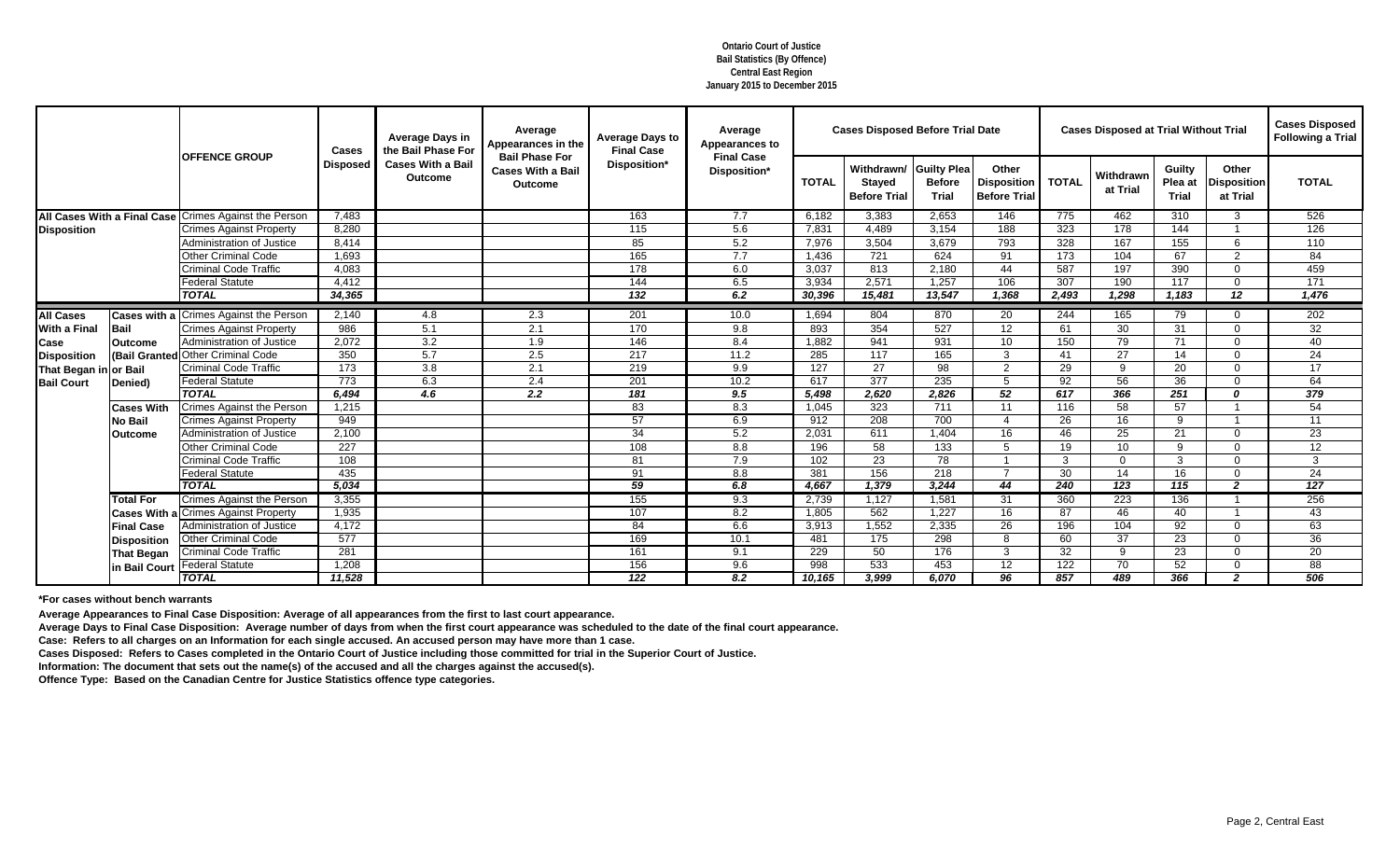**Ontario Court of Justice**
**Bail Statistics (By Offence)**
**Central East Region**
**January 2015 to December 2015**

| | | OFFENCE GROUP | Cases Disposed | Average Days in the Bail Phase For Cases With a Bail Outcome | Average Appearances in the Bail Phase For Cases With a Bail Outcome | Average Days to Final Case Disposition* | Average Appearances to Final Case Disposition* | Cases Disposed Before Trial Date | | | | Cases Disposed at Trial Without Trial | | | | Cases Disposed Following a Trial |
|---|---|---|---|---|---|---|---|---|---|---|---|---|---|---|---|---|
| | | | | | | | | TOTAL | Withdrawn/ Stayed Before Trial | Guilty Plea Before Trial | Other Disposition Before Trial | TOTAL | Withdrawn at Trial | Guilty Plea at Trial | Other Disposition at Trial | TOTAL |
| All Cases With a Final Case Disposition | | Crimes Against the Person | 7,483 | | | 163 | 7.7 | 6,182 | 3,383 | 2,653 | 146 | 775 | 462 | 310 | 3 | 526 |
| | | Crimes Against Property | 8,280 | | | 115 | 5.6 | 7,831 | 4,489 | 3,154 | 188 | 323 | 178 | 144 | 1 | 126 |
| | | Administration of Justice | 8,414 | | | 85 | 5.2 | 7,976 | 3,504 | 3,679 | 793 | 328 | 167 | 155 | 6 | 110 |
| | | Other Criminal Code | 1,693 | | | 165 | 7.7 | 1,436 | 721 | 624 | 91 | 173 | 104 | 67 | 2 | 84 |
| | | Criminal Code Traffic | 4,083 | | | 178 | 6.0 | 3,037 | 813 | 2,180 | 44 | 587 | 197 | 390 | 0 | 459 |
| | | Federal Statute | 4,412 | | | 144 | 6.5 | 3,934 | 2,571 | 1,257 | 106 | 307 | 190 | 117 | 0 | 171 |
| | | *TOTAL* | *34,365* | | | *132* | *6.2* | *30,396* | *15,481* | *13,547* | *1,368* | *2,493* | *1,298* | *1,183* | *12* | *1,476* |
| All Cases With a Final Case Disposition That Began in Bail Court | Cases with a Bail Outcome (Bail Granted or Bail Denied) | Crimes Against the Person | 2,140 | 4.8 | 2.3 | 201 | 10.0 | 1,694 | 804 | 870 | 20 | 244 | 165 | 79 | 0 | 202 |
| | | Crimes Against Property | 986 | 5.1 | 2.1 | 170 | 9.8 | 893 | 354 | 527 | 12 | 61 | 30 | 31 | 0 | 32 |
| | | Administration of Justice | 2,072 | 3.2 | 1.9 | 146 | 8.4 | 1,882 | 941 | 931 | 10 | 150 | 79 | 71 | 0 | 40 |
| | | Other Criminal Code | 350 | 5.7 | 2.5 | 217 | 11.2 | 285 | 117 | 165 | 3 | 41 | 27 | 14 | 0 | 24 |
| | | Criminal Code Traffic | 173 | 3.8 | 2.1 | 219 | 9.9 | 127 | 27 | 98 | 2 | 29 | 9 | 20 | 0 | 17 |
| | | Federal Statute | 773 | 6.3 | 2.4 | 201 | 10.2 | 617 | 377 | 235 | 5 | 92 | 56 | 36 | 0 | 64 |
| | | *TOTAL* | *6,494* | *4.6* | *2.2* | *181* | *9.5* | *5,498* | *2,620* | *2,826* | *52* | *617* | *366* | *251* | *0* | *379* |
| | Cases With No Bail Outcome | Crimes Against the Person | 1,215 | | | 83 | 8.3 | 1,045 | 323 | 711 | 11 | 116 | 58 | 57 | 1 | 54 |
| | | Crimes Against Property | 949 | | | 57 | 6.9 | 912 | 208 | 700 | 4 | 26 | 16 | 9 | 1 | 11 |
| | | Administration of Justice | 2,100 | | | 34 | 5.2 | 2,031 | 611 | 1,404 | 16 | 46 | 25 | 21 | 0 | 23 |
| | | Other Criminal Code | 227 | | | 108 | 8.8 | 196 | 58 | 133 | 5 | 19 | 10 | 9 | 0 | 12 |
| | | Criminal Code Traffic | 108 | | | 81 | 7.9 | 102 | 23 | 78 | 1 | 3 | 0 | 3 | 0 | 3 |
| | | Federal Statute | 435 | | | 91 | 8.8 | 381 | 156 | 218 | 7 | 30 | 14 | 16 | 0 | 24 |
| | | *TOTAL* | *5,034* | | | *59* | *6.8* | *4,667* | *1,379* | *3,244* | *44* | *240* | *123* | *115* | *2* | *127* |
| | Total For Cases With a Final Case Disposition That Began in Bail Court | Crimes Against the Person | 3,355 | | | 155 | 9.3 | 2,739 | 1,127 | 1,581 | 31 | 360 | 223 | 136 | 1 | 256 |
| | | Crimes Against Property | 1,935 | | | 107 | 8.2 | 1,805 | 562 | 1,227 | 16 | 87 | 46 | 40 | 1 | 43 |
| | | Administration of Justice | 4,172 | | | 84 | 6.6 | 3,913 | 1,552 | 2,335 | 26 | 196 | 104 | 92 | 0 | 63 |
| | | Other Criminal Code | 577 | | | 169 | 10.1 | 481 | 175 | 298 | 8 | 60 | 37 | 23 | 0 | 36 |
| | | Criminal Code Traffic | 281 | | | 161 | 9.1 | 229 | 50 | 176 | 3 | 32 | 9 | 23 | 0 | 20 |
| | | Federal Statute | 1,208 | | | 156 | 9.6 | 998 | 533 | 453 | 12 | 122 | 70 | 52 | 0 | 88 |
| | | *TOTAL* | *11,528* | | | *122* | *8.2* | *10,165* | *3,999* | *6,070* | *96* | *857* | *489* | *366* | *2* | *506* |

**\*For cases without bench warrants**

**Average Appearances to Final Case Disposition: Average of all appearances from the first to last court appearance.**

**Average Days to Final Case Disposition: Average number of days from when the first court appearance was scheduled to the date of the final court appearance.**

**Case: Refers to all charges on an Information for each single accused. An accused person may have more than 1 case.**

**Cases Disposed: Refers to Cases completed in the Ontario Court of Justice including those committed for trial in the Superior Court of Justice.**

**Information: The document that sets out the name(s) of the accused and all the charges against the accused(s).**

**Offence Type: Based on the Canadian Centre for Justice Statistics offence type categories.**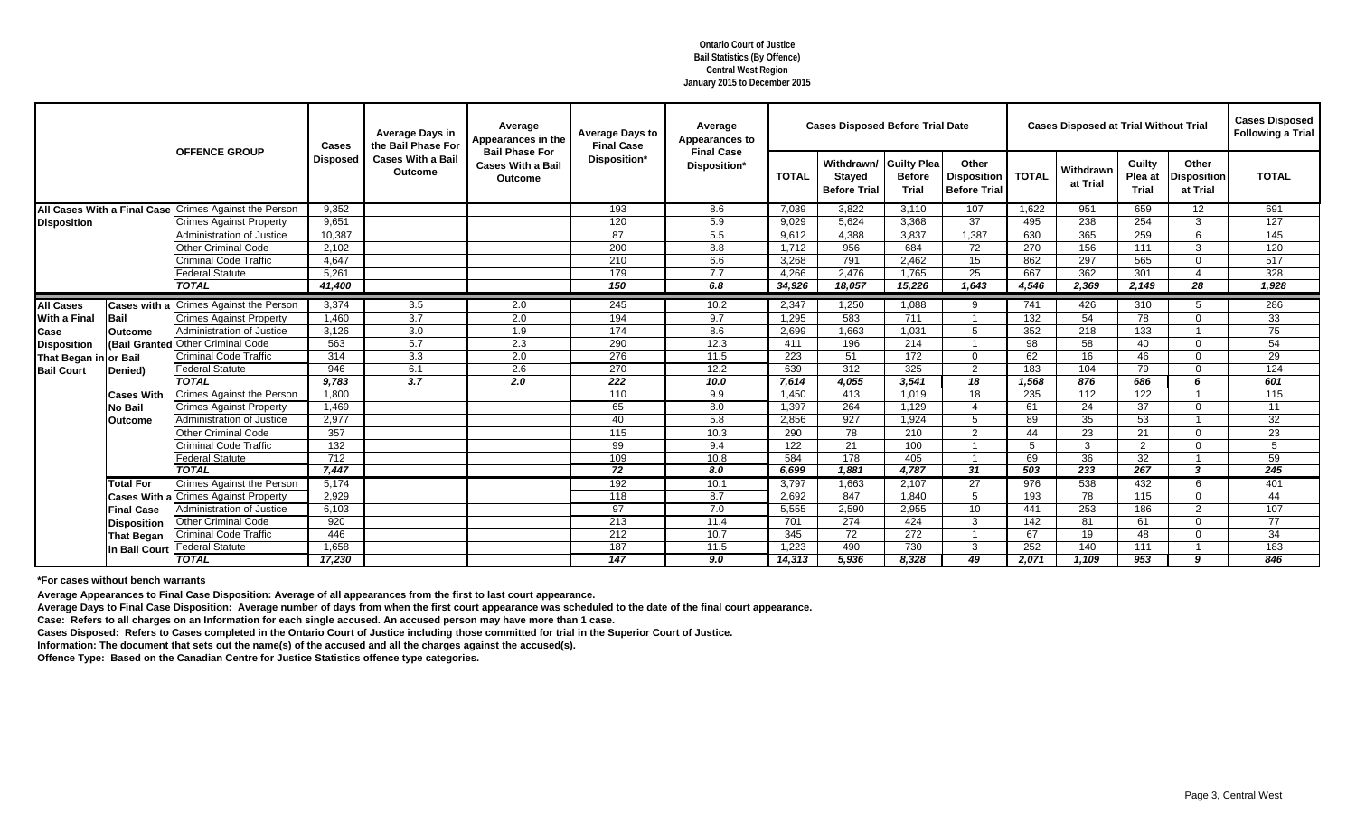**Ontario Court of Justice**
**Bail Statistics (By Offence)**
**Central West Region**
**January 2015 to December 2015**

| | | OFFENCE GROUP | Cases Disposed | Average Days in the Bail Phase For Cases With a Bail Outcome | Average Appearances in the Bail Phase For Cases With a Bail Outcome | Average Days to Final Case Disposition* | Average Appearances to Final Case Disposition* | Cases Disposed Before Trial Date | | | | Cases Disposed at Trial Without Trial | | | | Cases Disposed Following a Trial |
|---|---|---|---|---|---|---|---|---|---|---|---|---|---|---|---|---|
| | | | | | | | | TOTAL | Withdrawn/ Stayed Before Trial | Guilty Plea Before Trial | Other Disposition Before Trial | TOTAL | Withdrawn at Trial | Guilty Plea at Trial | Other Disposition at Trial | TOTAL |
| All Cases With a Final Case Disposition | | Crimes Against the Person | 9,352 | | | 193 | 8.6 | 7,039 | 3,822 | 3,110 | 107 | 1,622 | 951 | 659 | 12 | 691 |
| | | Crimes Against Property | 9,651 | | | 120 | 5.9 | 9,029 | 5,624 | 3,368 | 37 | 495 | 238 | 254 | 3 | 127 |
| | | Administration of Justice | 10,387 | | | 87 | 5.5 | 9,612 | 4,388 | 3,837 | 1,387 | 630 | 365 | 259 | 6 | 145 |
| | | Other Criminal Code | 2,102 | | | 200 | 8.8 | 1,712 | 956 | 684 | 72 | 270 | 156 | 111 | 3 | 120 |
| | | Criminal Code Traffic | 4,647 | | | 210 | 6.6 | 3,268 | 791 | 2,462 | 15 | 862 | 297 | 565 | 0 | 517 |
| | | Federal Statute | 5,261 | | | 179 | 7.7 | 4,266 | 2,476 | 1,765 | 25 | 667 | 362 | 301 | 4 | 328 |
| | | ***TOTAL*** | ***41,400*** | | | ***150*** | ***6.8*** | ***34,926*** | ***18,057*** | ***15,226*** | ***1,643*** | ***4,546*** | ***2,369*** | ***2,149*** | ***28*** | ***1,928*** |
| All Cases With a Final Case Disposition That Began in Bail Court | Cases with a Bail Outcome (Bail Granted or Bail Denied) | Crimes Against the Person | 3,374 | 3.5 | 2.0 | 245 | 10.2 | 2,347 | 1,250 | 1,088 | 9 | 741 | 426 | 310 | 5 | 286 |
| | | Crimes Against Property | 1,460 | 3.7 | 2.0 | 194 | 9.7 | 1,295 | 583 | 711 | 1 | 132 | 54 | 78 | 0 | 33 |
| | | Administration of Justice | 3,126 | 3.0 | 1.9 | 174 | 8.6 | 2,699 | 1,663 | 1,031 | 5 | 352 | 218 | 133 | 1 | 75 |
| | | Other Criminal Code | 563 | 5.7 | 2.3 | 290 | 12.3 | 411 | 196 | 214 | 1 | 98 | 58 | 40 | 0 | 54 |
| | | Criminal Code Traffic | 314 | 3.3 | 2.0 | 276 | 11.5 | 223 | 51 | 172 | 0 | 62 | 16 | 46 | 0 | 29 |
| | | Federal Statute | 946 | 6.1 | 2.6 | 270 | 12.2 | 639 | 312 | 325 | 2 | 183 | 104 | 79 | 0 | 124 |
| | | ***TOTAL*** | ***9,783*** | ***3.7*** | ***2.0*** | ***222*** | ***10.0*** | ***7,614*** | ***4,055*** | ***3,541*** | ***18*** | ***1,568*** | ***876*** | ***686*** | ***6*** | ***601*** |
| | Cases With No Bail Outcome | Crimes Against the Person | 1,800 | | | 110 | 9.9 | 1,450 | 413 | 1,019 | 18 | 235 | 112 | 122 | 1 | 115 |
| | | Crimes Against Property | 1,469 | | | 65 | 8.0 | 1,397 | 264 | 1,129 | 4 | 61 | 24 | 37 | 0 | 11 |
| | | Administration of Justice | 2,977 | | | 40 | 5.8 | 2,856 | 927 | 1,924 | 5 | 89 | 35 | 53 | 1 | 32 |
| | | Other Criminal Code | 357 | | | 115 | 10.3 | 290 | 78 | 210 | 2 | 44 | 23 | 21 | 0 | 23 |
| | | Criminal Code Traffic | 132 | | | 99 | 9.4 | 122 | 21 | 100 | 1 | 5 | 3 | 2 | 0 | 5 |
| | | Federal Statute | 712 | | | 109 | 10.8 | 584 | 178 | 405 | 1 | 69 | 36 | 32 | 1 | 59 |
| | | ***TOTAL*** | ***7,447*** | | | ***72*** | ***8.0*** | ***6,699*** | ***1,881*** | ***4,787*** | ***31*** | ***503*** | ***233*** | ***267*** | ***3*** | ***245*** |
| | Total For Cases With a Final Case Disposition That Began in Bail Court | Crimes Against the Person | 5,174 | | | 192 | 10.1 | 3,797 | 1,663 | 2,107 | 27 | 976 | 538 | 432 | 6 | 401 |
| | | Crimes Against Property | 2,929 | | | 118 | 8.7 | 2,692 | 847 | 1,840 | 5 | 193 | 78 | 115 | 0 | 44 |
| | | Administration of Justice | 6,103 | | | 97 | 7.0 | 5,555 | 2,590 | 2,955 | 10 | 441 | 253 | 186 | 2 | 107 |
| | | Other Criminal Code | 920 | | | 213 | 11.4 | 701 | 274 | 424 | 3 | 142 | 81 | 61 | 0 | 77 |
| | | Criminal Code Traffic | 446 | | | 212 | 10.7 | 345 | 72 | 272 | 1 | 67 | 19 | 48 | 0 | 34 |
| | | Federal Statute | 1,658 | | | 187 | 11.5 | 1,223 | 490 | 730 | 3 | 252 | 140 | 111 | 1 | 183 |
| | | ***TOTAL*** | ***17,230*** | | | ***147*** | ***9.0*** | ***14,313*** | ***5,936*** | ***8,328*** | ***49*** | ***2,071*** | ***1,109*** | ***953*** | ***9*** | ***846*** |

**\*For cases without bench warrants**

**Average Appearances to Final Case Disposition: Average of all appearances from the first to last court appearance.**

**Average Days to Final Case Disposition: Average number of days from when the first court appearance was scheduled to the date of the final court appearance.**

**Case: Refers to all charges on an Information for each single accused. An accused person may have more than 1 case.**

**Cases Disposed: Refers to Cases completed in the Ontario Court of Justice including those committed for trial in the Superior Court of Justice.**

**Information: The document that sets out the name(s) of the accused and all the charges against the accused(s).**

**Offence Type: Based on the Canadian Centre for Justice Statistics offence type categories.**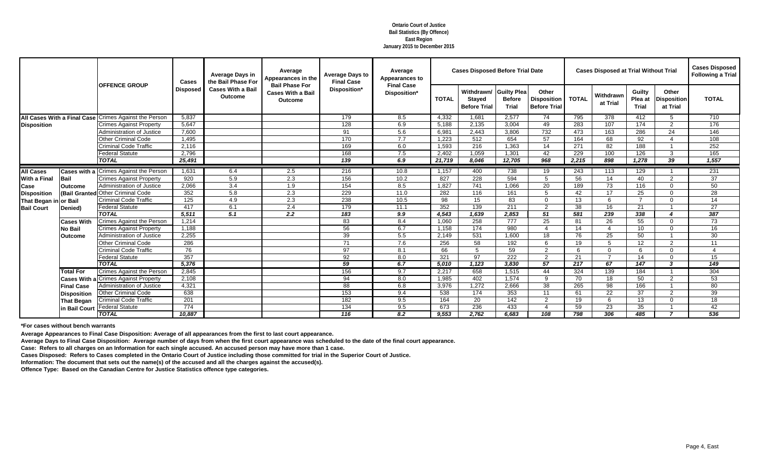**Ontario Court of Justice**
**Bail Statistics (By Offence)**
**East Region**
**January 2015 to December 2015**

| | | OFFENCE GROUP | Cases Disposed | Average Days in the Bail Phase For Cases With a Bail Outcome | Average Appearances in the Bail Phase For Cases With a Bail Outcome | Average Days to Final Case Disposition* | Average Appearances to Final Case Disposition* | Cases Disposed Before Trial Date | | | | Cases Disposed at Trial Without Trial | | | | Cases Disposed Following a Trial |
|---|---|---|---|---|---|---|---|---|---|---|---|---|---|---|---|---|
| | | | | | | | | TOTAL | Withdrawn/ Stayed Before Trial | Guilty Plea Before Trial | Other Disposition Before Trial | TOTAL | Withdrawn at Trial | Guilty Plea at Trial | Other Disposition at Trial | TOTAL |
| All Cases With a Final Case Disposition | | Crimes Against the Person | 5,837 | | | 179 | 8.5 | 4,332 | 1,681 | 2,577 | 74 | 795 | 378 | 412 | 5 | 710 |
| | | Crimes Against Property | 5,647 | | | 128 | 6.9 | 5,188 | 2,135 | 3,004 | 49 | 283 | 107 | 174 | 2 | 176 |
| | | Administration of Justice | 7,600 | | | 91 | 5.6 | 6,981 | 2,443 | 3,806 | 732 | 473 | 163 | 286 | 24 | 146 |
| | | Other Criminal Code | 1,495 | | | 170 | 7.7 | 1,223 | 512 | 654 | 57 | 164 | 68 | 92 | 4 | 108 |
| | | Criminal Code Traffic | 2,116 | | | 169 | 6.0 | 1,593 | 216 | 1,363 | 14 | 271 | 82 | 188 | 1 | 252 |
| | | Federal Statute | 2,796 | | | 168 | 7.5 | 2,402 | 1,059 | 1,301 | 42 | 229 | 100 | 126 | 3 | 165 |
| | | ***TOTAL*** | ***25,491*** | | | ***139*** | ***6.9*** | ***21,719*** | ***8,046*** | ***12,705*** | ***968*** | ***2,215*** | ***898*** | ***1,278*** | ***39*** | ***1,557*** |
| All Cases With a Final Case Disposition That Began in Bail Court | Cases with a Bail Outcome (Bail Granted or Bail Denied) | Crimes Against the Person | 1,631 | 6.4 | 2.5 | 216 | 10.8 | 1,157 | 400 | 738 | 19 | 243 | 113 | 129 | 1 | 231 |
| | | Crimes Against Property | 920 | 5.9 | 2.3 | 156 | 10.2 | 827 | 228 | 594 | 5 | 56 | 14 | 40 | 2 | 37 |
| | | Administration of Justice | 2,066 | 3.4 | 1.9 | 154 | 8.5 | 1,827 | 741 | 1,066 | 20 | 189 | 73 | 116 | 0 | 50 |
| | | Other Criminal Code | 352 | 5.8 | 2.3 | 229 | 11.0 | 282 | 116 | 161 | 5 | 42 | 17 | 25 | 0 | 28 |
| | | Criminal Code Traffic | 125 | 4.9 | 2.3 | 238 | 10.5 | 98 | 15 | 83 | 0 | 13 | 6 | 7 | 0 | 14 |
| | | Federal Statute | 417 | 6.1 | 2.4 | 179 | 11.1 | 352 | 139 | 211 | 2 | 38 | 16 | 21 | 1 | 27 |
| | | ***TOTAL*** | ***5,511*** | ***5.1*** | ***2.2*** | ***183*** | ***9.9*** | ***4,543*** | ***1,639*** | ***2,853*** | ***51*** | ***581*** | ***239*** | ***338*** | ***4*** | ***387*** |
| | Cases With No Bail Outcome | Crimes Against the Person | 1,214 | | | 83 | 8.4 | 1,060 | 258 | 777 | 25 | 81 | 26 | 55 | 0 | 73 |
| | | Crimes Against Property | 1,188 | | | 56 | 6.7 | 1,158 | 174 | 980 | 4 | 14 | 4 | 10 | 0 | 16 |
| | | Administration of Justice | 2,255 | | | 39 | 5.5 | 2,149 | 531 | 1,600 | 18 | 76 | 25 | 50 | 1 | 30 |
| | | Other Criminal Code | 286 | | | 71 | 7.6 | 256 | 58 | 192 | 6 | 19 | 5 | 12 | 2 | 11 |
| | | Criminal Code Traffic | 76 | | | 97 | 8.1 | 66 | 5 | 59 | 2 | 6 | 0 | 6 | 0 | 4 |
| | | Federal Statute | 357 | | | 92 | 8.0 | 321 | 97 | 222 | 2 | 21 | 7 | 14 | 0 | 15 |
| | | ***TOTAL*** | ***5,376*** | | | ***59*** | ***6.7*** | ***5,010*** | ***1,123*** | ***3,830*** | ***57*** | ***217*** | ***67*** | ***147*** | ***3*** | ***149*** |
| | Total For Cases With a Final Case Disposition That Began in Bail Court | Crimes Against the Person | 2,845 | | | 156 | 9.7 | 2,217 | 658 | 1,515 | 44 | 324 | 139 | 184 | 1 | 304 |
| | | Crimes Against Property | 2,108 | | | 94 | 8.0 | 1,985 | 402 | 1,574 | 9 | 70 | 18 | 50 | 2 | 53 |
| | | Administration of Justice | 4,321 | | | 88 | 6.8 | 3,976 | 1,272 | 2,666 | 38 | 265 | 98 | 166 | 1 | 80 |
| | | Other Criminal Code | 638 | | | 153 | 9.4 | 538 | 174 | 353 | 11 | 61 | 22 | 37 | 2 | 39 |
| | | Criminal Code Traffic | 201 | | | 182 | 9.5 | 164 | 20 | 142 | 2 | 19 | 6 | 13 | 0 | 18 |
| | | Federal Statute | 774 | | | 134 | 9.5 | 673 | 236 | 433 | 4 | 59 | 23 | 35 | 1 | 42 |
| | | ***TOTAL*** | ***10,887*** | | | ***116*** | ***8.2*** | ***9,553*** | ***2,762*** | ***6,683*** | ***108*** | ***798*** | ***306*** | ***485*** | ***7*** | ***536*** |

**\*For cases without bench warrants**

**Average Appearances to Final Case Disposition: Average of all appearances from the first to last court appearance.**

**Average Days to Final Case Disposition: Average number of days from when the first court appearance was scheduled to the date of the final court appearance.**

**Case: Refers to all charges on an Information for each single accused. An accused person may have more than 1 case.**

**Cases Disposed: Refers to Cases completed in the Ontario Court of Justice including those committed for trial in the Superior Court of Justice.**

**Information: The document that sets out the name(s) of the accused and all the charges against the accused(s).**

**Offence Type: Based on the Canadian Centre for Justice Statistics offence type categories.**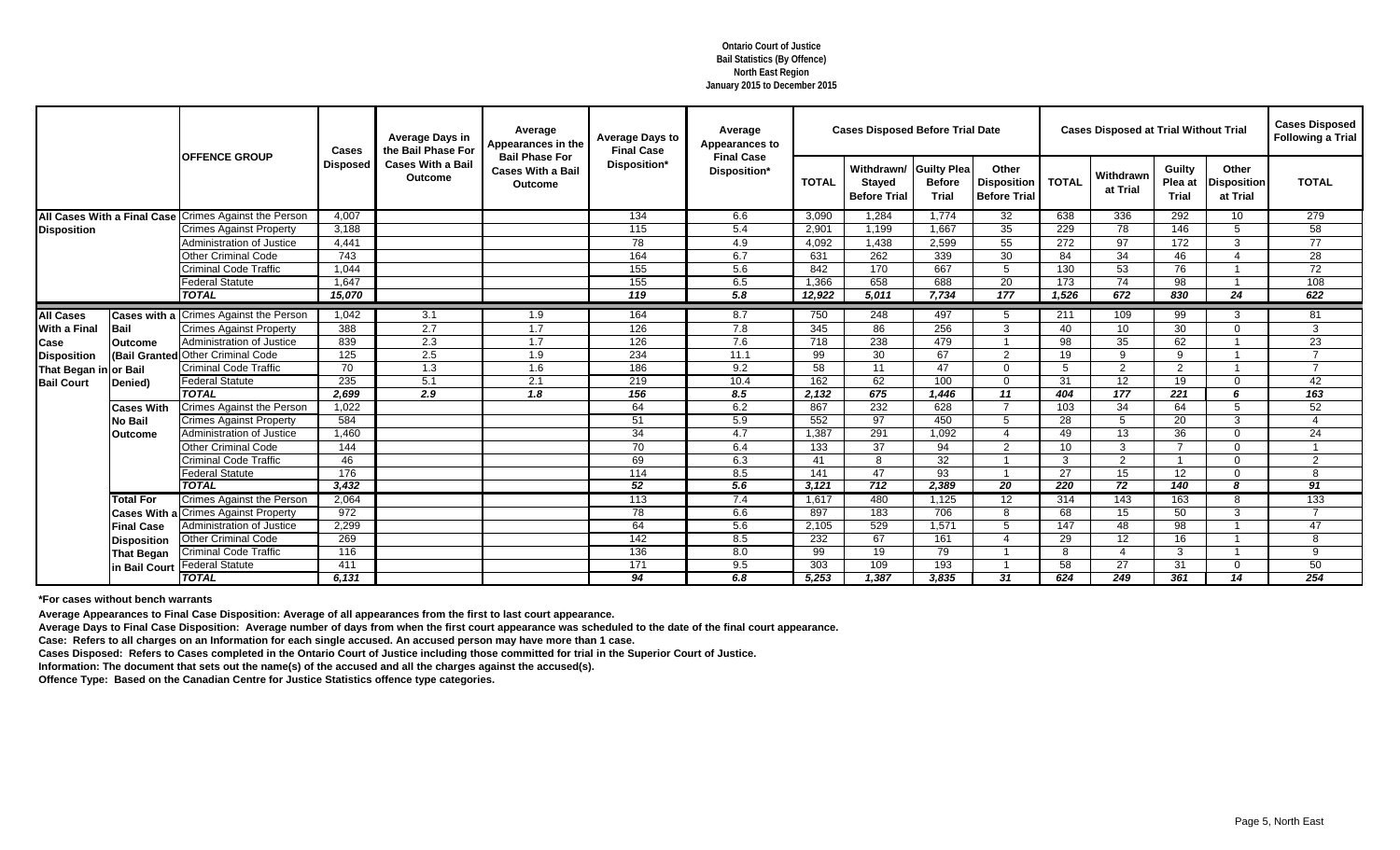**Ontario Court of Justice**
**Bail Statistics (By Offence)**
**North East Region**
**January 2015 to December 2015**

| | | OFFENCE GROUP | Cases Disposed | Average Days in the Bail Phase For Cases With a Bail Outcome | Average Appearances in the Bail Phase For Cases With a Bail Outcome | Average Days to Final Case Disposition* | Average Appearances to Final Case Disposition* | Cases Disposed Before Trial Date | | | | Cases Disposed at Trial Without Trial | | | | Cases Disposed Following a Trial |
|---|---|---|---|---|---|---|---|---|---|---|---|---|---|---|---|---|
| | | | | | | | | TOTAL | Withdrawn/ Stayed Before Trial | Guilty Plea Before Trial | Other Disposition Before Trial | TOTAL | Withdrawn at Trial | Guilty Plea at Trial | Other Disposition at Trial | TOTAL |
| All Cases With a Final Case Disposition | | Crimes Against the Person | 4,007 | | | 134 | 6.6 | 3,090 | 1,284 | 1,774 | 32 | 638 | 336 | 292 | 10 | 279 |
| | | Crimes Against Property | 3,188 | | | 115 | 5.4 | 2,901 | 1,199 | 1,667 | 35 | 229 | 78 | 146 | 5 | 58 |
| | | Administration of Justice | 4,441 | | | 78 | 4.9 | 4,092 | 1,438 | 2,599 | 55 | 272 | 97 | 172 | 3 | 77 |
| | | Other Criminal Code | 743 | | | 164 | 6.7 | 631 | 262 | 339 | 30 | 84 | 34 | 46 | 4 | 28 |
| | | Criminal Code Traffic | 1,044 | | | 155 | 5.6 | 842 | 170 | 667 | 5 | 130 | 53 | 76 | 1 | 72 |
| | | Federal Statute | 1,647 | | | 155 | 6.5 | 1,366 | 658 | 688 | 20 | 173 | 74 | 98 | 1 | 108 |
| | | ***TOTAL*** | ***15,070*** | | | ***119*** | ***5.8*** | ***12,922*** | ***5,011*** | ***7,734*** | ***177*** | ***1,526*** | ***672*** | ***830*** | ***24*** | ***622*** |
| All Cases With a Final Case Disposition That Began in Bail Court | Cases with a Bail Outcome (Bail Granted or Bail Denied) | Crimes Against the Person | 1,042 | 3.1 | 1.9 | 164 | 8.7 | 750 | 248 | 497 | 5 | 211 | 109 | 99 | 3 | 81 |
| | | Crimes Against Property | 388 | 2.7 | 1.7 | 126 | 7.8 | 345 | 86 | 256 | 3 | 40 | 10 | 30 | 0 | 3 |
| | | Administration of Justice | 839 | 2.3 | 1.7 | 126 | 7.6 | 718 | 238 | 479 | 1 | 98 | 35 | 62 | 1 | 23 |
| | | Other Criminal Code | 125 | 2.5 | 1.9 | 234 | 11.1 | 99 | 30 | 67 | 2 | 19 | 9 | 9 | 1 | 7 |
| | | Criminal Code Traffic | 70 | 1.3 | 1.6 | 186 | 9.2 | 58 | 11 | 47 | 0 | 5 | 2 | 2 | 1 | 7 |
| | | Federal Statute | 235 | 5.1 | 2.1 | 219 | 10.4 | 162 | 62 | 100 | 0 | 31 | 12 | 19 | 0 | 42 |
| | | ***TOTAL*** | ***2,699*** | ***2.9*** | ***1.8*** | ***156*** | ***8.5*** | ***2,132*** | ***675*** | ***1,446*** | ***11*** | ***404*** | ***177*** | ***221*** | ***6*** | ***163*** |
| | Cases With No Bail Outcome | Crimes Against the Person | 1,022 | | | 64 | 6.2 | 867 | 232 | 628 | 7 | 103 | 34 | 64 | 5 | 52 |
| | | Crimes Against Property | 584 | | | 51 | 5.9 | 552 | 97 | 450 | 5 | 28 | 5 | 20 | 3 | 4 |
| | | Administration of Justice | 1,460 | | | 34 | 4.7 | 1,387 | 291 | 1,092 | 4 | 49 | 13 | 36 | 0 | 24 |
| | | Other Criminal Code | 144 | | | 70 | 6.4 | 133 | 37 | 94 | 2 | 10 | 3 | 7 | 0 | 1 |
| | | Criminal Code Traffic | 46 | | | 69 | 6.3 | 41 | 8 | 32 | 1 | 3 | 2 | 1 | 0 | 2 |
| | | Federal Statute | 176 | | | 114 | 8.5 | 141 | 47 | 93 | 1 | 27 | 15 | 12 | 0 | 8 |
| | | ***TOTAL*** | ***3,432*** | | | ***52*** | ***5.6*** | ***3,121*** | ***712*** | ***2,389*** | ***20*** | ***220*** | ***72*** | ***140*** | ***8*** | ***91*** |
| | Total For Cases With a Final Case Disposition That Began in Bail Court | Crimes Against the Person | 2,064 | | | 113 | 7.4 | 1,617 | 480 | 1,125 | 12 | 314 | 143 | 163 | 8 | 133 |
| | | Crimes Against Property | 972 | | | 78 | 6.6 | 897 | 183 | 706 | 8 | 68 | 15 | 50 | 3 | 7 |
| | | Administration of Justice | 2,299 | | | 64 | 5.6 | 2,105 | 529 | 1,571 | 5 | 147 | 48 | 98 | 1 | 47 |
| | | Other Criminal Code | 269 | | | 142 | 8.5 | 232 | 67 | 161 | 4 | 29 | 12 | 16 | 1 | 8 |
| | | Criminal Code Traffic | 116 | | | 136 | 8.0 | 99 | 19 | 79 | 1 | 8 | 4 | 3 | 1 | 9 |
| | | Federal Statute | 411 | | | 171 | 9.5 | 303 | 109 | 193 | 1 | 58 | 27 | 31 | 0 | 50 |
| | | ***TOTAL*** | ***6,131*** | | | ***94*** | ***6.8*** | ***5,253*** | ***1,387*** | ***3,835*** | ***31*** | ***624*** | ***249*** | ***361*** | ***14*** | ***254*** |

**\*For cases without bench warrants**

**Average Appearances to Final Case Disposition: Average of all appearances from the first to last court appearance.**

**Average Days to Final Case Disposition: Average number of days from when the first court appearance was scheduled to the date of the final court appearance.**

**Case: Refers to all charges on an Information for each single accused. An accused person may have more than 1 case.**

**Cases Disposed: Refers to Cases completed in the Ontario Court of Justice including those committed for trial in the Superior Court of Justice.**

**Information: The document that sets out the name(s) of the accused and all the charges against the accused(s).**

**Offence Type: Based on the Canadian Centre for Justice Statistics offence type categories.**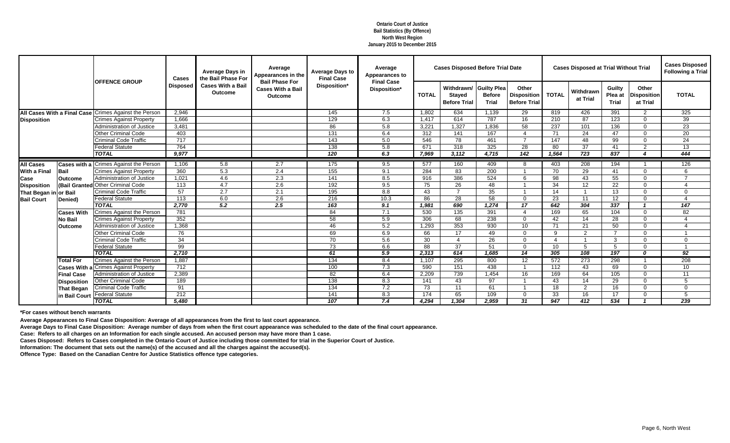**Ontario Court of Justice**
**Bail Statistics (By Offence)**
**North West Region**
**January 2015 to December 2015**

| | | OFFENCE GROUP | Cases Disposed | Average Days in the Bail Phase For Cases With a Bail Outcome | Average Appearances in the Bail Phase For Cases With a Bail Outcome | Average Days to Final Case Disposition* | Average Appearances to Final Case Disposition* | Cases Disposed Before Trial Date | | | | Cases Disposed at Trial Without Trial | | | | Cases Disposed Following a Trial |
|---|---|---|---|---|---|---|---|---|---|---|---|---|---|---|---|---|
| | | | | | | | | TOTAL | Withdrawn/ Stayed Before Trial | Guilty Plea Before Trial | Other Disposition Before Trial | TOTAL | Withdrawn at Trial | Guilty Plea at Trial | Other Disposition at Trial | TOTAL |
| All Cases With a Final Case Disposition | | Crimes Against the Person | 2,946 | | | 145 | 7.5 | 1,802 | 634 | 1,139 | 29 | 819 | 426 | 391 | 2 | 325 |
| | | Crimes Against Property | 1,666 | | | 129 | 6.3 | 1,417 | 614 | 787 | 16 | 210 | 87 | 123 | 0 | 39 |
| | | Administration of Justice | 3,481 | | | 86 | 5.8 | 3,221 | 1,327 | 1,836 | 58 | 237 | 101 | 136 | 0 | 23 |
| | | Other Criminal Code | 403 | | | 131 | 6.4 | 312 | 141 | 167 | 4 | 71 | 24 | 47 | 0 | 20 |
| | | Criminal Code Traffic | 717 | | | 143 | 5.0 | 546 | 78 | 461 | 7 | 147 | 48 | 99 | 0 | 24 |
| | | Federal Statute | 764 | | | 138 | 5.8 | 671 | 318 | 325 | 28 | 80 | 37 | 41 | 2 | 13 |
| | | ***TOTAL*** | ***9,977*** | | | ***120*** | ***6.3*** | ***7,969*** | ***3,112*** | ***4,715*** | ***142*** | ***1,564*** | ***723*** | ***837*** | ***4*** | ***444*** |
| All Cases With a Final Case Disposition That Began in Bail Court | Cases with a Bail Outcome (Bail Granted or Bail Denied) | Crimes Against the Person | 1,106 | 5.8 | 2.7 | 175 | 9.5 | 577 | 160 | 409 | 8 | 403 | 208 | 194 | 1 | 126 |
| | | Crimes Against Property | 360 | 5.3 | 2.4 | 155 | 9.1 | 284 | 83 | 200 | 1 | 70 | 29 | 41 | 0 | 6 |
| | | Administration of Justice | 1,021 | 4.6 | 2.3 | 141 | 8.5 | 916 | 386 | 524 | 6 | 98 | 43 | 55 | 0 | 7 |
| | | Other Criminal Code | 113 | 4.7 | 2.6 | 192 | 9.5 | 75 | 26 | 48 | 1 | 34 | 12 | 22 | 0 | 4 |
| | | Criminal Code Traffic | 57 | 2.7 | 2.1 | 195 | 8.8 | 43 | 7 | 35 | 1 | 14 | 1 | 13 | 0 | 0 |
| | | Federal Statute | 113 | 6.0 | 2.6 | 216 | 10.3 | 86 | 28 | 58 | 0 | 23 | 11 | 12 | 0 | 4 |
| | | ***TOTAL*** | ***2,770*** | ***5.2*** | ***2.5*** | ***163*** | ***9.1*** | ***1,981*** | ***690*** | ***1,274*** | ***17*** | ***642*** | ***304*** | ***337*** | ***1*** | ***147*** |
| | Cases With No Bail Outcome | Crimes Against the Person | 781 | | | 84 | 7.1 | 530 | 135 | 391 | 4 | 169 | 65 | 104 | 0 | 82 |
| | | Crimes Against Property | 352 | | | 58 | 5.9 | 306 | 68 | 238 | 0 | 42 | 14 | 28 | 0 | 4 |
| | | Administration of Justice | 1,368 | | | 46 | 5.2 | 1,293 | 353 | 930 | 10 | 71 | 21 | 50 | 0 | 4 |
| | | Other Criminal Code | 76 | | | 69 | 6.9 | 66 | 17 | 49 | 0 | 9 | 2 | 7 | 0 | 1 |
| | | Criminal Code Traffic | 34 | | | 70 | 5.6 | 30 | 4 | 26 | 0 | 4 | 1 | 3 | 0 | 0 |
| | | Federal Statute | 99 | | | 73 | 6.6 | 88 | 37 | 51 | 0 | 10 | 5 | 5 | 0 | 1 |
| | | ***TOTAL*** | ***2,710*** | | | ***61*** | ***5.9*** | ***2,313*** | ***614*** | ***1,685*** | ***14*** | ***305*** | ***108*** | ***197*** | ***0*** | ***92*** |
| | Total For Cases With a Final Case Disposition That Began in Bail Court | Crimes Against the Person | 1,887 | | | 134 | 8.4 | 1,107 | 295 | 800 | 12 | 572 | 273 | 298 | 1 | 208 |
| | | Crimes Against Property | 712 | | | 100 | 7.3 | 590 | 151 | 438 | 1 | 112 | 43 | 69 | 0 | 10 |
| | | Administration of Justice | 2,389 | | | 82 | 6.4 | 2,209 | 739 | 1,454 | 16 | 169 | 64 | 105 | 0 | 11 |
| | | Other Criminal Code | 189 | | | 138 | 8.3 | 141 | 43 | 97 | 1 | 43 | 14 | 29 | 0 | 5 |
| | | Criminal Code Traffic | 91 | | | 134 | 7.2 | 73 | 11 | 61 | 1 | 18 | 2 | 16 | 0 | 0 |
| | | Federal Statute | 212 | | | 141 | 8.3 | 174 | 65 | 109 | 0 | 33 | 16 | 17 | 0 | 5 |
| | | ***TOTAL*** | ***5,480*** | | | ***107*** | ***7.4*** | ***4,294*** | ***1,304*** | ***2,959*** | ***31*** | ***947*** | ***412*** | ***534*** | ***1*** | ***239*** |

**\*For cases without bench warrants**

**Average Appearances to Final Case Disposition: Average of all appearances from the first to last court appearance.**

**Average Days to Final Case Disposition: Average number of days from when the first court appearance was scheduled to the date of the final court appearance.**

**Case: Refers to all charges on an Information for each single accused. An accused person may have more than 1 case.**

**Cases Disposed: Refers to Cases completed in the Ontario Court of Justice including those committed for trial in the Superior Court of Justice.**

**Information: The document that sets out the name(s) of the accused and all the charges against the accused(s).**

**Offence Type: Based on the Canadian Centre for Justice Statistics offence type categories.**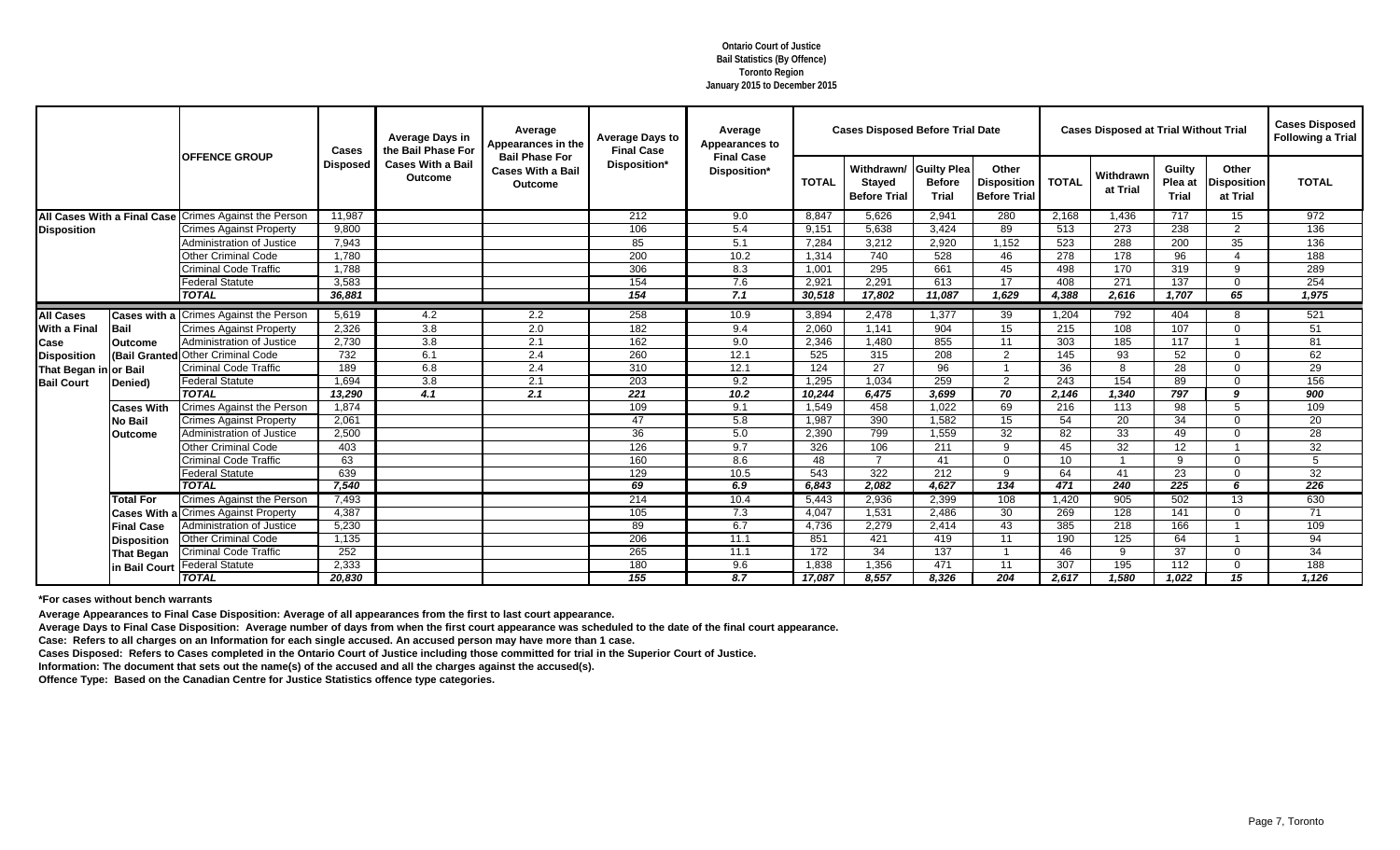**Ontario Court of Justice**
**Bail Statistics (By Offence)**
**Toronto Region**
**January 2015 to December 2015**

| | | OFFENCE GROUP | Cases Disposed | Average Days in the Bail Phase For Cases With a Bail Outcome | Average Appearances in the Bail Phase For Cases With a Bail Outcome | Average Days to Final Case Disposition* | Average Appearances to Final Case Disposition* | Cases Disposed Before Trial Date | | | | Cases Disposed at Trial Without Trial | | | | Cases Disposed Following a Trial |
|---|---|---|---|---|---|---|---|---|---|---|---|---|---|---|---|---|
| | | | | | | | | TOTAL | Withdrawn/ Stayed Before Trial | Guilty Plea Before Trial | Other Disposition Before Trial | TOTAL | Withdrawn at Trial | Guilty Plea at Trial | Other Disposition at Trial | TOTAL |
| All Cases With a Final Case Disposition | | Crimes Against the Person | 11,987 | | | 212 | 9.0 | 8,847 | 5,626 | 2,941 | 280 | 2,168 | 1,436 | 717 | 15 | 972 |
| | | Crimes Against Property | 9,800 | | | 106 | 5.4 | 9,151 | 5,638 | 3,424 | 89 | 513 | 273 | 238 | 2 | 136 |
| | | Administration of Justice | 7,943 | | | 85 | 5.1 | 7,284 | 3,212 | 2,920 | 1,152 | 523 | 288 | 200 | 35 | 136 |
| | | Other Criminal Code | 1,780 | | | 200 | 10.2 | 1,314 | 740 | 528 | 46 | 278 | 178 | 96 | 4 | 188 |
| | | Criminal Code Traffic | 1,788 | | | 306 | 8.3 | 1,001 | 295 | 661 | 45 | 498 | 170 | 319 | 9 | 289 |
| | | Federal Statute | 3,583 | | | 154 | 7.6 | 2,921 | 2,291 | 613 | 17 | 408 | 271 | 137 | 0 | 254 |
| | | ***TOTAL*** | ***36,881*** | | | ***154*** | ***7.1*** | ***30,518*** | ***17,802*** | ***11,087*** | ***1,629*** | ***4,388*** | ***2,616*** | ***1,707*** | ***65*** | ***1,975*** |
| All Cases With a Final Case Disposition That Began in Bail Court | Cases with a Bail Outcome (Bail Granted or Bail Denied) | Crimes Against the Person | 5,619 | 4.2 | 2.2 | 258 | 10.9 | 3,894 | 2,478 | 1,377 | 39 | 1,204 | 792 | 404 | 8 | 521 |
| | | Crimes Against Property | 2,326 | 3.8 | 2.0 | 182 | 9.4 | 2,060 | 1,141 | 904 | 15 | 215 | 108 | 107 | 0 | 51 |
| | | Administration of Justice | 2,730 | 3.8 | 2.1 | 162 | 9.0 | 2,346 | 1,480 | 855 | 11 | 303 | 185 | 117 | 1 | 81 |
| | | Other Criminal Code | 732 | 6.1 | 2.4 | 260 | 12.1 | 525 | 315 | 208 | 2 | 145 | 93 | 52 | 0 | 62 |
| | | Criminal Code Traffic | 189 | 6.8 | 2.4 | 310 | 12.1 | 124 | 27 | 96 | 1 | 36 | 8 | 28 | 0 | 29 |
| | | Federal Statute | 1,694 | 3.8 | 2.1 | 203 | 9.2 | 1,295 | 1,034 | 259 | 2 | 243 | 154 | 89 | 0 | 156 |
| | | ***TOTAL*** | ***13,290*** | ***4.1*** | ***2.1*** | ***221*** | ***10.2*** | ***10,244*** | ***6,475*** | ***3,699*** | ***70*** | ***2,146*** | ***1,340*** | ***797*** | ***9*** | ***900*** |
| | Cases With No Bail Outcome | Crimes Against the Person | 1,874 | | | 109 | 9.1 | 1,549 | 458 | 1,022 | 69 | 216 | 113 | 98 | 5 | 109 |
| | | Crimes Against Property | 2,061 | | | 47 | 5.8 | 1,987 | 390 | 1,582 | 15 | 54 | 20 | 34 | 0 | 20 |
| | | Administration of Justice | 2,500 | | | 36 | 5.0 | 2,390 | 799 | 1,559 | 32 | 82 | 33 | 49 | 0 | 28 |
| | | Other Criminal Code | 403 | | | 126 | 9.7 | 326 | 106 | 211 | 9 | 45 | 32 | 12 | 1 | 32 |
| | | Criminal Code Traffic | 63 | | | 160 | 8.6 | 48 | 7 | 41 | 0 | 10 | 1 | 9 | 0 | 5 |
| | | Federal Statute | 639 | | | 129 | 10.5 | 543 | 322 | 212 | 9 | 64 | 41 | 23 | 0 | 32 |
| | | ***TOTAL*** | ***7,540*** | | | ***69*** | ***6.9*** | ***6,843*** | ***2,082*** | ***4,627*** | ***134*** | ***471*** | ***240*** | ***225*** | ***6*** | ***226*** |
| | Total For Cases With a Final Case Disposition That Began in Bail Court | Crimes Against the Person | 7,493 | | | 214 | 10.4 | 5,443 | 2,936 | 2,399 | 108 | 1,420 | 905 | 502 | 13 | 630 |
| | | Crimes Against Property | 4,387 | | | 105 | 7.3 | 4,047 | 1,531 | 2,486 | 30 | 269 | 128 | 141 | 0 | 71 |
| | | Administration of Justice | 5,230 | | | 89 | 6.7 | 4,736 | 2,279 | 2,414 | 43 | 385 | 218 | 166 | 1 | 109 |
| | | Other Criminal Code | 1,135 | | | 206 | 11.1 | 851 | 421 | 419 | 11 | 190 | 125 | 64 | 1 | 94 |
| | | Criminal Code Traffic | 252 | | | 265 | 11.1 | 172 | 34 | 137 | 1 | 46 | 9 | 37 | 0 | 34 |
| | | Federal Statute | 2,333 | | | 180 | 9.6 | 1,838 | 1,356 | 471 | 11 | 307 | 195 | 112 | 0 | 188 |
| | | ***TOTAL*** | ***20,830*** | | | ***155*** | ***8.7*** | ***17,087*** | ***8,557*** | ***8,326*** | ***204*** | ***2,617*** | ***1,580*** | ***1,022*** | ***15*** | ***1,126*** |

**\*For cases without bench warrants**

**Average Appearances to Final Case Disposition: Average of all appearances from the first to last court appearance.**

**Average Days to Final Case Disposition: Average number of days from when the first court appearance was scheduled to the date of the final court appearance.**

**Case: Refers to all charges on an Information for each single accused. An accused person may have more than 1 case.**

**Cases Disposed: Refers to Cases completed in the Ontario Court of Justice including those committed for trial in the Superior Court of Justice.**

**Information: The document that sets out the name(s) of the accused and all the charges against the accused(s).**

**Offence Type: Based on the Canadian Centre for Justice Statistics offence type categories.**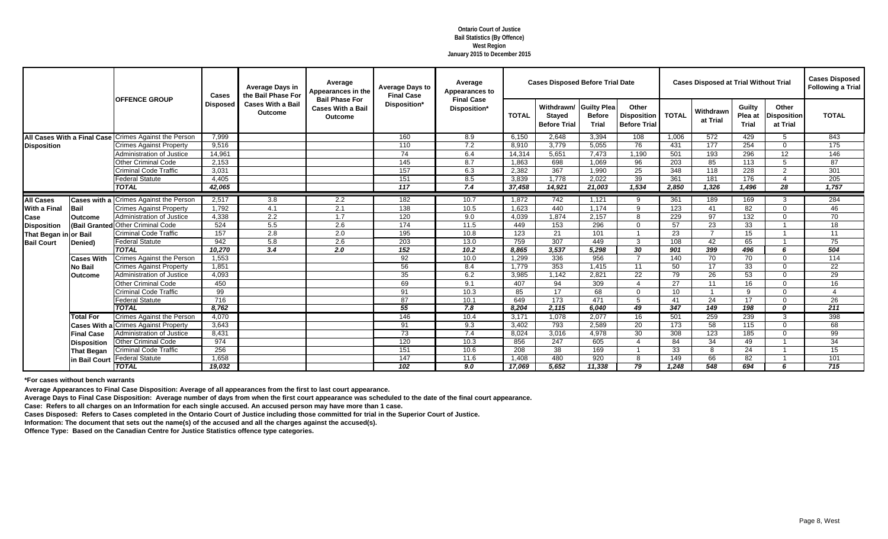**Ontario Court of Justice**
**Bail Statistics (By Offence)**
**West Region**
**January 2015 to December 2015**

| | | OFFENCE GROUP | Cases Disposed | Average Days in the Bail Phase For Cases With a Bail Outcome | Average Appearances in the Bail Phase For Cases With a Bail Outcome | Average Days to Final Case Disposition* | Average Appearances to Final Case Disposition* | Cases Disposed Before Trial Date | | | | Cases Disposed at Trial Without Trial | | | | Cases Disposed Following a Trial |
|---|---|---|---|---|---|---|---|---|---|---|---|---|---|---|---|---|
| | | | | | | | | TOTAL | Withdrawn/ Stayed Before Trial | Guilty Plea Before Trial | Other Disposition Before Trial | TOTAL | Withdrawn at Trial | Guilty Plea at Trial | Other Disposition at Trial | TOTAL |
| All Cases With a Final Case Disposition | | Crimes Against the Person | 7,999 | | | 160 | 8.9 | 6,150 | 2,648 | 3,394 | 108 | 1,006 | 572 | 429 | 5 | 843 |
| | | Crimes Against Property | 9,516 | | | 110 | 7.2 | 8,910 | 3,779 | 5,055 | 76 | 431 | 177 | 254 | 0 | 175 |
| | | Administration of Justice | 14,961 | | | 74 | 6.4 | 14,314 | 5,651 | 7,473 | 1,190 | 501 | 193 | 296 | 12 | 146 |
| | | Other Criminal Code | 2,153 | | | 145 | 8.7 | 1,863 | 698 | 1,069 | 96 | 203 | 85 | 113 | 5 | 87 |
| | | Criminal Code Traffic | 3,031 | | | 157 | 6.3 | 2,382 | 367 | 1,990 | 25 | 348 | 118 | 228 | 2 | 301 |
| | | Federal Statute | 4,405 | | | 151 | 8.5 | 3,839 | 1,778 | 2,022 | 39 | 361 | 181 | 176 | 4 | 205 |
| | | ***TOTAL*** | ***42,065*** | | | ***117*** | ***7.4*** | ***37,458*** | ***14,921*** | ***21,003*** | ***1,534*** | ***2,850*** | ***1,326*** | ***1,496*** | ***28*** | ***1,757*** |
| All Cases With a Final Case Disposition That Began in Bail Court | Cases with a Bail Outcome (Bail Granted or Bail Denied) | Crimes Against the Person | 2,517 | 3.8 | 2.2 | 182 | 10.7 | 1,872 | 742 | 1,121 | 9 | 361 | 189 | 169 | 3 | 284 |
| | | Crimes Against Property | 1,792 | 4.1 | 2.1 | 138 | 10.5 | 1,623 | 440 | 1,174 | 9 | 123 | 41 | 82 | 0 | 46 |
| | | Administration of Justice | 4,338 | 2.2 | 1.7 | 120 | 9.0 | 4,039 | 1,874 | 2,157 | 8 | 229 | 97 | 132 | 0 | 70 |
| | | Other Criminal Code | 524 | 5.5 | 2.6 | 174 | 11.5 | 449 | 153 | 296 | 0 | 57 | 23 | 33 | 1 | 18 |
| | | Criminal Code Traffic | 157 | 2.8 | 2.0 | 195 | 10.8 | 123 | 21 | 101 | 1 | 23 | 7 | 15 | 1 | 11 |
| | | Federal Statute | 942 | 5.8 | 2.6 | 203 | 13.0 | 759 | 307 | 449 | 3 | 108 | 42 | 65 | 1 | 75 |
| | | ***TOTAL*** | ***10,270*** | ***3.4*** | ***2.0*** | ***152*** | ***10.2*** | ***8,865*** | ***3,537*** | ***5,298*** | ***30*** | ***901*** | ***399*** | ***496*** | ***6*** | ***504*** |
| | Cases With No Bail Outcome | Crimes Against the Person | 1,553 | | | 92 | 10.0 | 1,299 | 336 | 956 | 7 | 140 | 70 | 70 | 0 | 114 |
| | | Crimes Against Property | 1,851 | | | 56 | 8.4 | 1,779 | 353 | 1,415 | 11 | 50 | 17 | 33 | 0 | 22 |
| | | Administration of Justice | 4,093 | | | 35 | 6.2 | 3,985 | 1,142 | 2,821 | 22 | 79 | 26 | 53 | 0 | 29 |
| | | Other Criminal Code | 450 | | | 69 | 9.1 | 407 | 94 | 309 | 4 | 27 | 11 | 16 | 0 | 16 |
| | | Criminal Code Traffic | 99 | | | 91 | 10.3 | 85 | 17 | 68 | 0 | 10 | 1 | 9 | 0 | 4 |
| | | Federal Statute | 716 | | | 87 | 10.1 | 649 | 173 | 471 | 5 | 41 | 24 | 17 | 0 | 26 |
| | | ***TOTAL*** | ***8,762*** | | | ***55*** | ***7.8*** | ***8,204*** | ***2,115*** | ***6,040*** | ***49*** | ***347*** | ***149*** | ***198*** | ***0*** | ***211*** |
| | Total For Cases With a Final Case Disposition That Began in Bail Court | Crimes Against the Person | 4,070 | | | 146 | 10.4 | 3,171 | 1,078 | 2,077 | 16 | 501 | 259 | 239 | 3 | 398 |
| | | Crimes Against Property | 3,643 | | | 91 | 9.3 | 3,402 | 793 | 2,589 | 20 | 173 | 58 | 115 | 0 | 68 |
| | | Administration of Justice | 8,431 | | | 73 | 7.4 | 8,024 | 3,016 | 4,978 | 30 | 308 | 123 | 185 | 0 | 99 |
| | | Other Criminal Code | 974 | | | 120 | 10.3 | 856 | 247 | 605 | 4 | 84 | 34 | 49 | 1 | 34 |
| | | Criminal Code Traffic | 256 | | | 151 | 10.6 | 208 | 38 | 169 | 1 | 33 | 8 | 24 | 1 | 15 |
| | | Federal Statute | 1,658 | | | 147 | 11.6 | 1,408 | 480 | 920 | 8 | 149 | 66 | 82 | 1 | 101 |
| | | ***TOTAL*** | ***19,032*** | | | ***102*** | ***9.0*** | ***17,069*** | ***5,652*** | ***11,338*** | ***79*** | ***1,248*** | ***548*** | ***694*** | ***6*** | ***715*** |

**\*For cases without bench warrants**

**Average Appearances to Final Case Disposition: Average of all appearances from the first to last court appearance.**

**Average Days to Final Case Disposition: Average number of days from when the first court appearance was scheduled to the date of the final court appearance.**

**Case: Refers to all charges on an Information for each single accused. An accused person may have more than 1 case.**

**Cases Disposed: Refers to Cases completed in the Ontario Court of Justice including those committed for trial in the Superior Court of Justice.**

**Information: The document that sets out the name(s) of the accused and all the charges against the accused(s).**

**Offence Type: Based on the Canadian Centre for Justice Statistics offence type categories.**